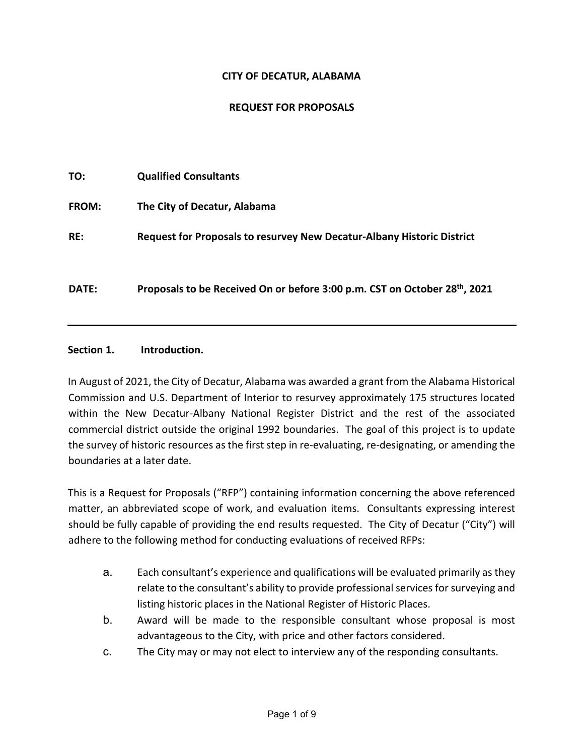**CITY OF DECATUR, ALABAMA**

**REQUEST FOR PROPOSALS**

**TO:** **Qualified Consultants**

**FROM:** **The City of Decatur, Alabama**

**RE:** **Request for Proposals to resurvey New Decatur-Albany Historic District**

**DATE:** **Proposals to be Received On or before 3:00 p.m. CST on October 28th, 2021**

---

## Section 1. Introduction.

In August of 2021, the City of Decatur, Alabama was awarded a grant from the Alabama Historical Commission and U.S. Department of Interior to resurvey approximately 175 structures located within the New Decatur-Albany National Register District and the rest of the associated commercial district outside the original 1992 boundaries. The goal of this project is to update the survey of historic resources as the first step in re-evaluating, re-designating, or amending the boundaries at a later date.

This is a Request for Proposals ("RFP") containing information concerning the above referenced matter, an abbreviated scope of work, and evaluation items. Consultants expressing interest should be fully capable of providing the end results requested. The City of Decatur ("City") will adhere to the following method for conducting evaluations of received RFPs:

a. Each consultant's experience and qualifications will be evaluated primarily as they relate to the consultant's ability to provide professional services for surveying and listing historic places in the National Register of Historic Places.

b. Award will be made to the responsible consultant whose proposal is most advantageous to the City, with price and other factors considered.

c. The City may or may not elect to interview any of the responding consultants.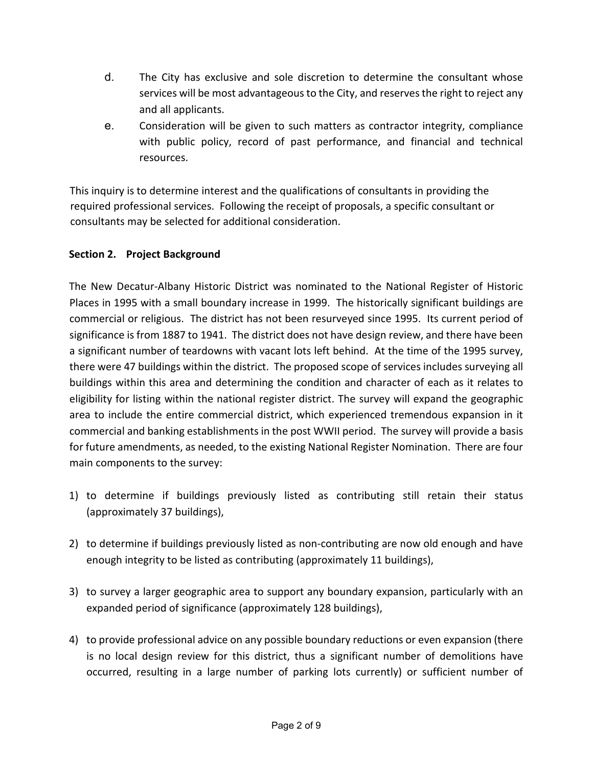d. The City has exclusive and sole discretion to determine the consultant whose services will be most advantageous to the City, and reserves the right to reject any and all applicants.

e. Consideration will be given to such matters as contractor integrity, compliance with public policy, record of past performance, and financial and technical resources.

This inquiry is to determine interest and the qualifications of consultants in providing the required professional services. Following the receipt of proposals, a specific consultant or consultants may be selected for additional consideration.

## Section 2. Project Background

The New Decatur-Albany Historic District was nominated to the National Register of Historic Places in 1995 with a small boundary increase in 1999. The historically significant buildings are commercial or religious. The district has not been resurveyed since 1995. Its current period of significance is from 1887 to 1941. The district does not have design review, and there have been a significant number of teardowns with vacant lots left behind. At the time of the 1995 survey, there were 47 buildings within the district. The proposed scope of services includes surveying all buildings within this area and determining the condition and character of each as it relates to eligibility for listing within the national register district. The survey will expand the geographic area to include the entire commercial district, which experienced tremendous expansion in it commercial and banking establishments in the post WWII period. The survey will provide a basis for future amendments, as needed, to the existing National Register Nomination. There are four main components to the survey:

1) to determine if buildings previously listed as contributing still retain their status (approximately 37 buildings),

2) to determine if buildings previously listed as non-contributing are now old enough and have enough integrity to be listed as contributing (approximately 11 buildings),

3) to survey a larger geographic area to support any boundary expansion, particularly with an expanded period of significance (approximately 128 buildings),

4) to provide professional advice on any possible boundary reductions or even expansion (there is no local design review for this district, thus a significant number of demolitions have occurred, resulting in a large number of parking lots currently) or sufficient number of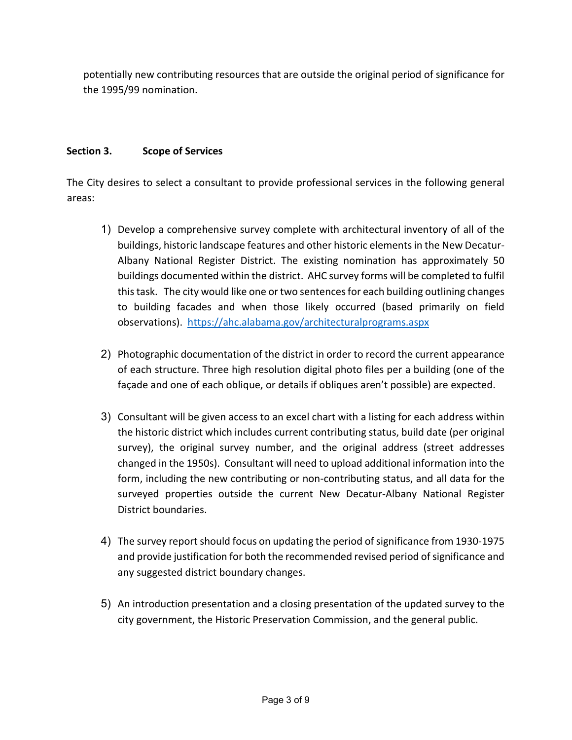potentially new contributing resources that are outside the original period of significance for the 1995/99 nomination.

**Section 3. Scope of Services**

The City desires to select a consultant to provide professional services in the following general areas:

1) Develop a comprehensive survey complete with architectural inventory of all of the buildings, historic landscape features and other historic elements in the New Decatur-Albany National Register District. The existing nomination has approximately 50 buildings documented within the district. AHC survey forms will be completed to fulfil this task. The city would like one or two sentences for each building outlining changes to building facades and when those likely occurred (based primarily on field observations). https://ahc.alabama.gov/architecturalprograms.aspx

2) Photographic documentation of the district in order to record the current appearance of each structure. Three high resolution digital photo files per a building (one of the façade and one of each oblique, or details if obliques aren't possible) are expected.

3) Consultant will be given access to an excel chart with a listing for each address within the historic district which includes current contributing status, build date (per original survey), the original survey number, and the original address (street addresses changed in the 1950s). Consultant will need to upload additional information into the form, including the new contributing or non-contributing status, and all data for the surveyed properties outside the current New Decatur-Albany National Register District boundaries.

4) The survey report should focus on updating the period of significance from 1930-1975 and provide justification for both the recommended revised period of significance and any suggested district boundary changes.

5) An introduction presentation and a closing presentation of the updated survey to the city government, the Historic Preservation Commission, and the general public.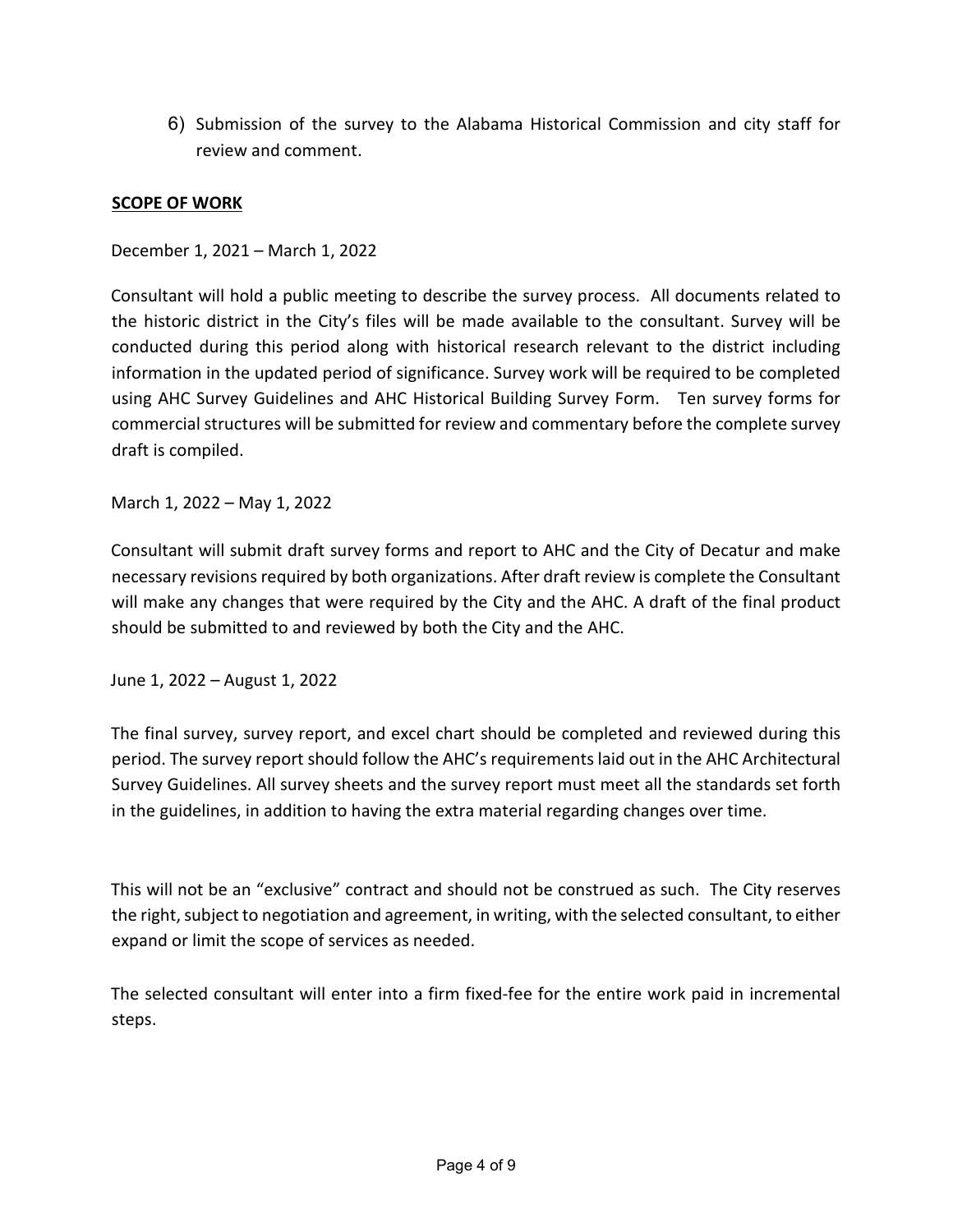6) Submission of the survey to the Alabama Historical Commission and city staff for review and comment.

**SCOPE OF WORK**

December 1, 2021 – March 1, 2022

Consultant will hold a public meeting to describe the survey process. All documents related to the historic district in the City's files will be made available to the consultant. Survey will be conducted during this period along with historical research relevant to the district including information in the updated period of significance. Survey work will be required to be completed using AHC Survey Guidelines and AHC Historical Building Survey Form. Ten survey forms for commercial structures will be submitted for review and commentary before the complete survey draft is compiled.

March 1, 2022 – May 1, 2022

Consultant will submit draft survey forms and report to AHC and the City of Decatur and make necessary revisions required by both organizations. After draft review is complete the Consultant will make any changes that were required by the City and the AHC. A draft of the final product should be submitted to and reviewed by both the City and the AHC.

June 1, 2022 – August 1, 2022

The final survey, survey report, and excel chart should be completed and reviewed during this period. The survey report should follow the AHC's requirements laid out in the AHC Architectural Survey Guidelines. All survey sheets and the survey report must meet all the standards set forth in the guidelines, in addition to having the extra material regarding changes over time.

This will not be an "exclusive" contract and should not be construed as such. The City reserves the right, subject to negotiation and agreement, in writing, with the selected consultant, to either expand or limit the scope of services as needed.

The selected consultant will enter into a firm fixed-fee for the entire work paid in incremental steps.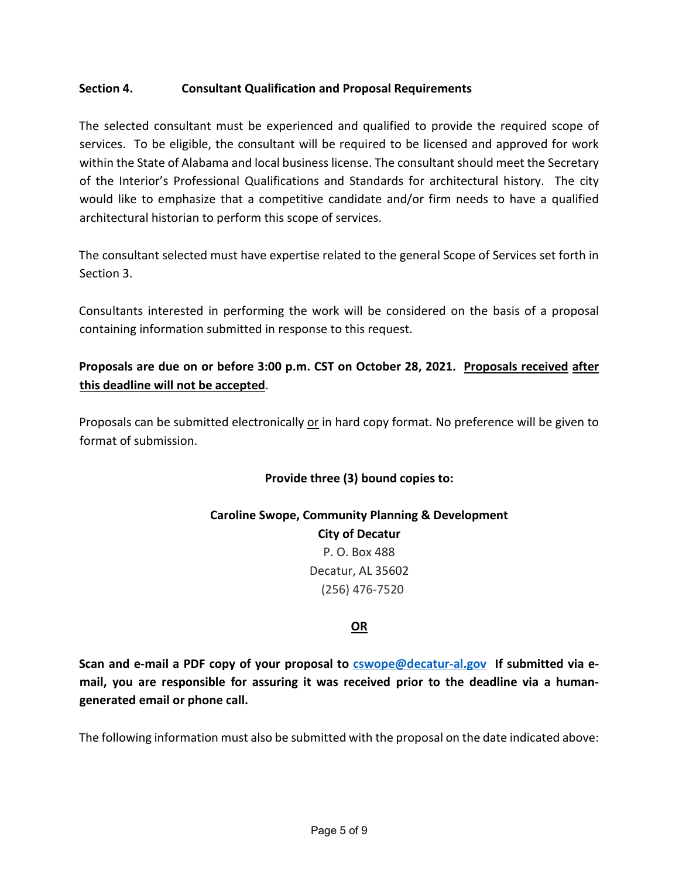## Section 4. Consultant Qualification and Proposal Requirements

The selected consultant must be experienced and qualified to provide the required scope of services. To be eligible, the consultant will be required to be licensed and approved for work within the State of Alabama and local business license. The consultant should meet the Secretary of the Interior's Professional Qualifications and Standards for architectural history. The city would like to emphasize that a competitive candidate and/or firm needs to have a qualified architectural historian to perform this scope of services.

The consultant selected must have expertise related to the general Scope of Services set forth in Section 3.

Consultants interested in performing the work will be considered on the basis of a proposal containing information submitted in response to this request.

**Proposals are due on or before 3:00 p.m. CST on October 28, 2021. Proposals received after this deadline will not be accepted.**

Proposals can be submitted electronically or in hard copy format. No preference will be given to format of submission.

**Provide three (3) bound copies to:**

**Caroline Swope, Community Planning & Development**
**City of Decatur**
P. O. Box 488
Decatur, AL 35602
(256) 476-7520

**OR**

**Scan and e-mail a PDF copy of your proposal to cswope@decatur-al.gov If submitted via e-mail, you are responsible for assuring it was received prior to the deadline via a human-generated email or phone call.**

The following information must also be submitted with the proposal on the date indicated above: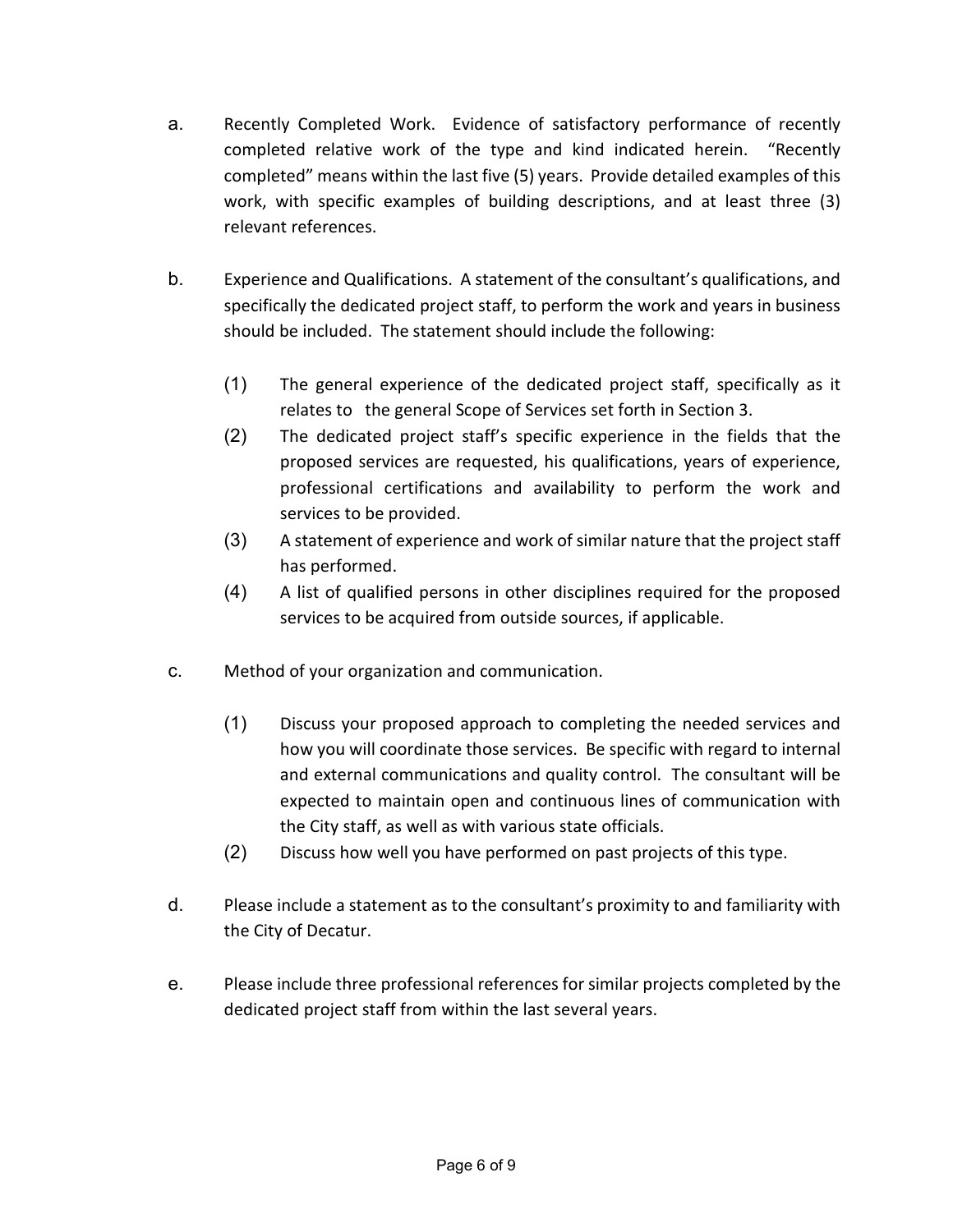a. Recently Completed Work. Evidence of satisfactory performance of recently completed relative work of the type and kind indicated herein. "Recently completed" means within the last five (5) years. Provide detailed examples of this work, with specific examples of building descriptions, and at least three (3) relevant references.

b. Experience and Qualifications. A statement of the consultant's qualifications, and specifically the dedicated project staff, to perform the work and years in business should be included. The statement should include the following:

   (1) The general experience of the dedicated project staff, specifically as it relates to the general Scope of Services set forth in Section 3.

   (2) The dedicated project staff's specific experience in the fields that the proposed services are requested, his qualifications, years of experience, professional certifications and availability to perform the work and services to be provided.

   (3) A statement of experience and work of similar nature that the project staff has performed.

   (4) A list of qualified persons in other disciplines required for the proposed services to be acquired from outside sources, if applicable.

c. Method of your organization and communication.

   (1) Discuss your proposed approach to completing the needed services and how you will coordinate those services. Be specific with regard to internal and external communications and quality control. The consultant will be expected to maintain open and continuous lines of communication with the City staff, as well as with various state officials.

   (2) Discuss how well you have performed on past projects of this type.

d. Please include a statement as to the consultant's proximity to and familiarity with the City of Decatur.

e. Please include three professional references for similar projects completed by the dedicated project staff from within the last several years.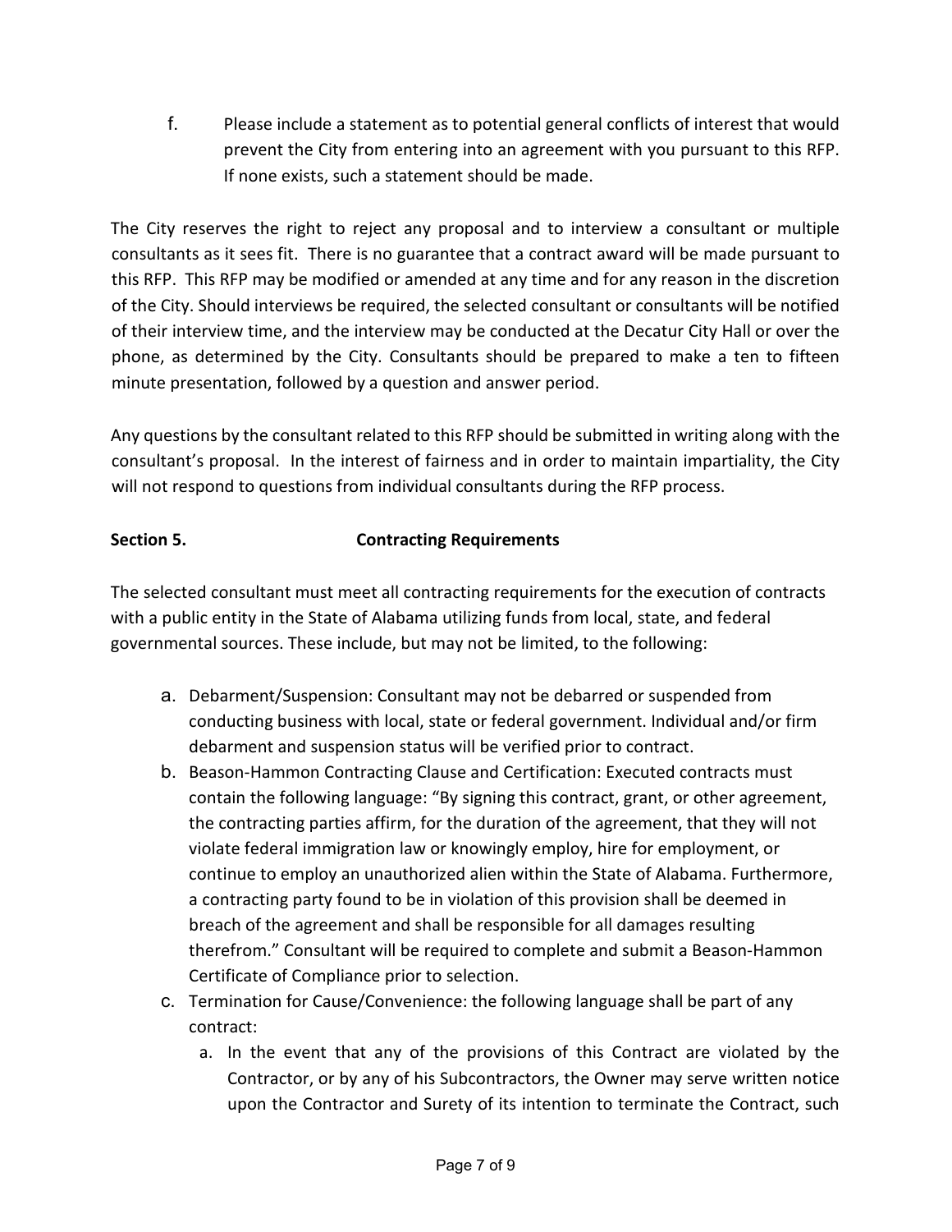f. Please include a statement as to potential general conflicts of interest that would prevent the City from entering into an agreement with you pursuant to this RFP. If none exists, such a statement should be made.

The City reserves the right to reject any proposal and to interview a consultant or multiple consultants as it sees fit. There is no guarantee that a contract award will be made pursuant to this RFP. This RFP may be modified or amended at any time and for any reason in the discretion of the City. Should interviews be required, the selected consultant or consultants will be notified of their interview time, and the interview may be conducted at the Decatur City Hall or over the phone, as determined by the City. Consultants should be prepared to make a ten to fifteen minute presentation, followed by a question and answer period.

Any questions by the consultant related to this RFP should be submitted in writing along with the consultant's proposal. In the interest of fairness and in order to maintain impartiality, the City will not respond to questions from individual consultants during the RFP process.

**Section 5. Contracting Requirements**

The selected consultant must meet all contracting requirements for the execution of contracts with a public entity in the State of Alabama utilizing funds from local, state, and federal governmental sources. These include, but may not be limited, to the following:

a. Debarment/Suspension: Consultant may not be debarred or suspended from conducting business with local, state or federal government. Individual and/or firm debarment and suspension status will be verified prior to contract.
b. Beason-Hammon Contracting Clause and Certification: Executed contracts must contain the following language: "By signing this contract, grant, or other agreement, the contracting parties affirm, for the duration of the agreement, that they will not violate federal immigration law or knowingly employ, hire for employment, or continue to employ an unauthorized alien within the State of Alabama. Furthermore, a contracting party found to be in violation of this provision shall be deemed in breach of the agreement and shall be responsible for all damages resulting therefrom." Consultant will be required to complete and submit a Beason-Hammon Certificate of Compliance prior to selection.
c. Termination for Cause/Convenience: the following language shall be part of any contract:
    a. In the event that any of the provisions of this Contract are violated by the Contractor, or by any of his Subcontractors, the Owner may serve written notice upon the Contractor and Surety of its intention to terminate the Contract, such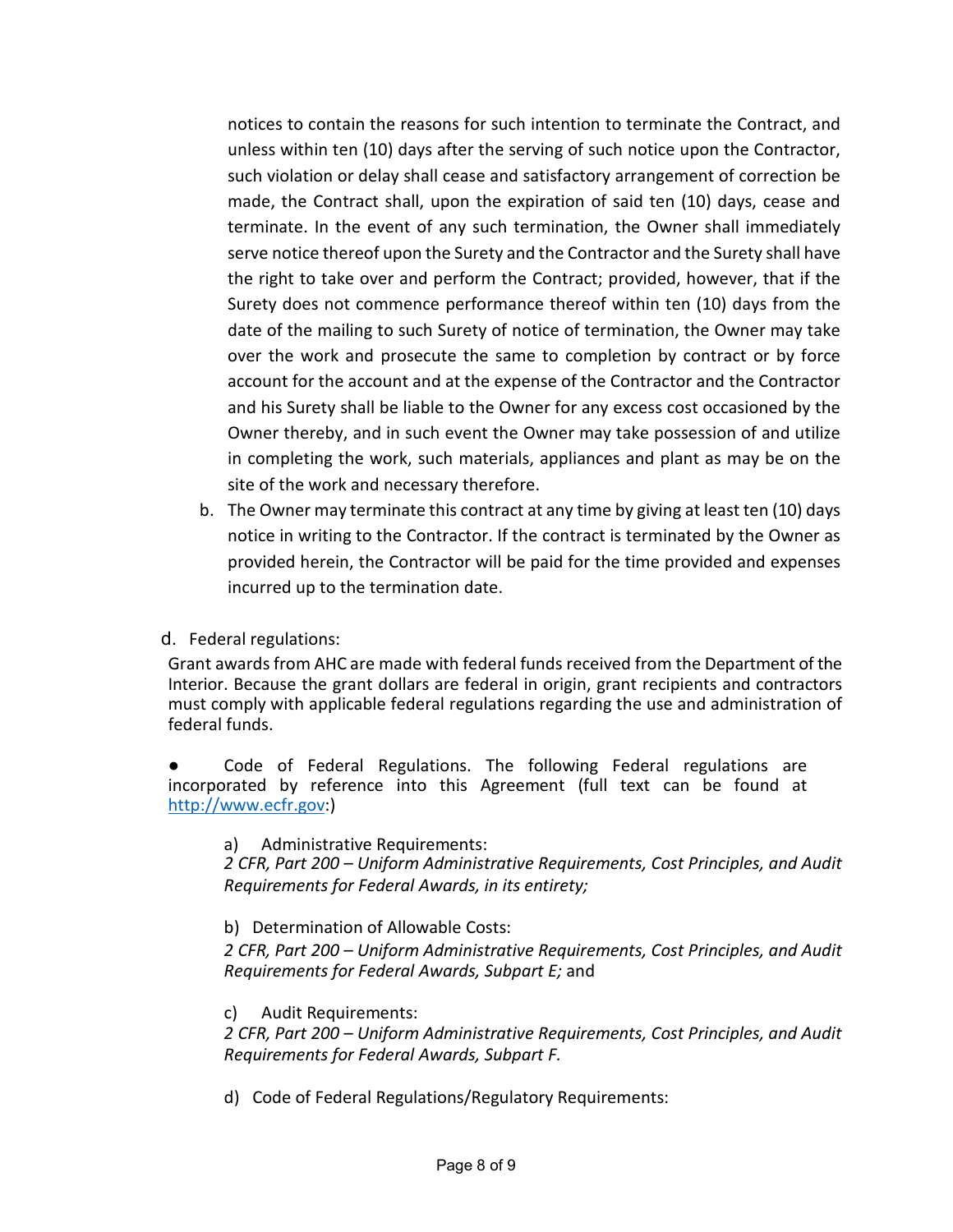notices to contain the reasons for such intention to terminate the Contract, and unless within ten (10) days after the serving of such notice upon the Contractor, such violation or delay shall cease and satisfactory arrangement of correction be made, the Contract shall, upon the expiration of said ten (10) days, cease and terminate. In the event of any such termination, the Owner shall immediately serve notice thereof upon the Surety and the Contractor and the Surety shall have the right to take over and perform the Contract; provided, however, that if the Surety does not commence performance thereof within ten (10) days from the date of the mailing to such Surety of notice of termination, the Owner may take over the work and prosecute the same to completion by contract or by force account for the account and at the expense of the Contractor and the Contractor and his Surety shall be liable to the Owner for any excess cost occasioned by the Owner thereby, and in such event the Owner may take possession of and utilize in completing the work, such materials, appliances and plant as may be on the site of the work and necessary therefore.

b. The Owner may terminate this contract at any time by giving at least ten (10) days notice in writing to the Contractor. If the contract is terminated by the Owner as provided herein, the Contractor will be paid for the time provided and expenses incurred up to the termination date.

d. Federal regulations:

Grant awards from AHC are made with federal funds received from the Department of the Interior. Because the grant dollars are federal in origin, grant recipients and contractors must comply with applicable federal regulations regarding the use and administration of federal funds.

● Code of Federal Regulations. The following Federal regulations are incorporated by reference into this Agreement (full text can be found at [http://www.ecfr.gov](http://www.ecfr.gov):)

a) Administrative Requirements:
*2 CFR, Part 200 – Uniform Administrative Requirements, Cost Principles, and Audit Requirements for Federal Awards, in its entirety;*

b) Determination of Allowable Costs:
*2 CFR, Part 200 – Uniform Administrative Requirements, Cost Principles, and Audit Requirements for Federal Awards, Subpart E;* and

c) Audit Requirements:
*2 CFR, Part 200 – Uniform Administrative Requirements, Cost Principles, and Audit Requirements for Federal Awards, Subpart F.*

d) Code of Federal Regulations/Regulatory Requirements: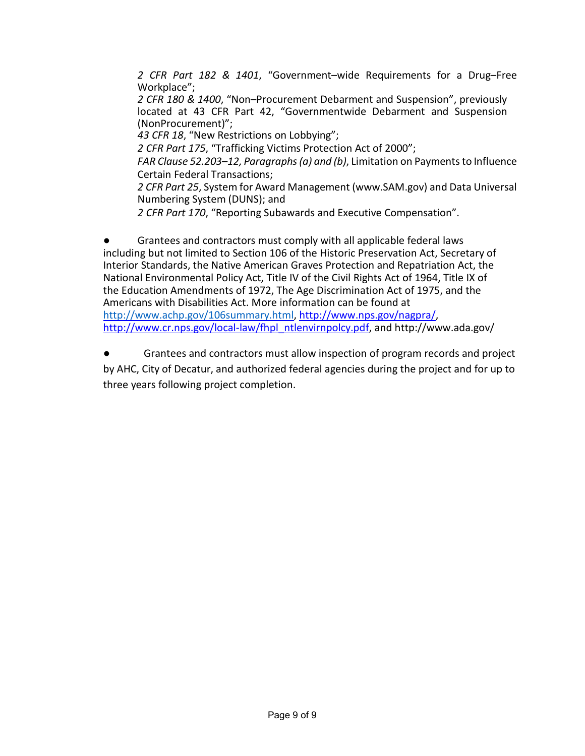*2 CFR Part 182 & 1401*, "Government–wide Requirements for a Drug–Free Workplace";
*2 CFR 180 & 1400*, "Non–Procurement Debarment and Suspension", previously located at 43 CFR Part 42, "Governmentwide Debarment and Suspension (NonProcurement)";
*43 CFR 18*, "New Restrictions on Lobbying";
*2 CFR Part 175*, "Trafficking Victims Protection Act of 2000";
*FAR Clause 52.203–12, Paragraphs (a) and (b)*, Limitation on Payments to Influence Certain Federal Transactions;
*2 CFR Part 25*, System for Award Management (www.SAM.gov) and Data Universal Numbering System (DUNS); and
*2 CFR Part 170*, "Reporting Subawards and Executive Compensation".

- Grantees and contractors must comply with all applicable federal laws including but not limited to Section 106 of the Historic Preservation Act, Secretary of Interior Standards, the Native American Graves Protection and Repatriation Act, the National Environmental Policy Act, Title IV of the Civil Rights Act of 1964, Title IX of the Education Amendments of 1972, The Age Discrimination Act of 1975, and the Americans with Disabilities Act. More information can be found at http://www.achp.gov/106summary.html, http://www.nps.gov/nagpra/, http://www.cr.nps.gov/local-law/fhpl_ntlenvirnpolcy.pdf, and http://www.ada.gov/

- Grantees and contractors must allow inspection of program records and project by AHC, City of Decatur, and authorized federal agencies during the project and for up to three years following project completion.